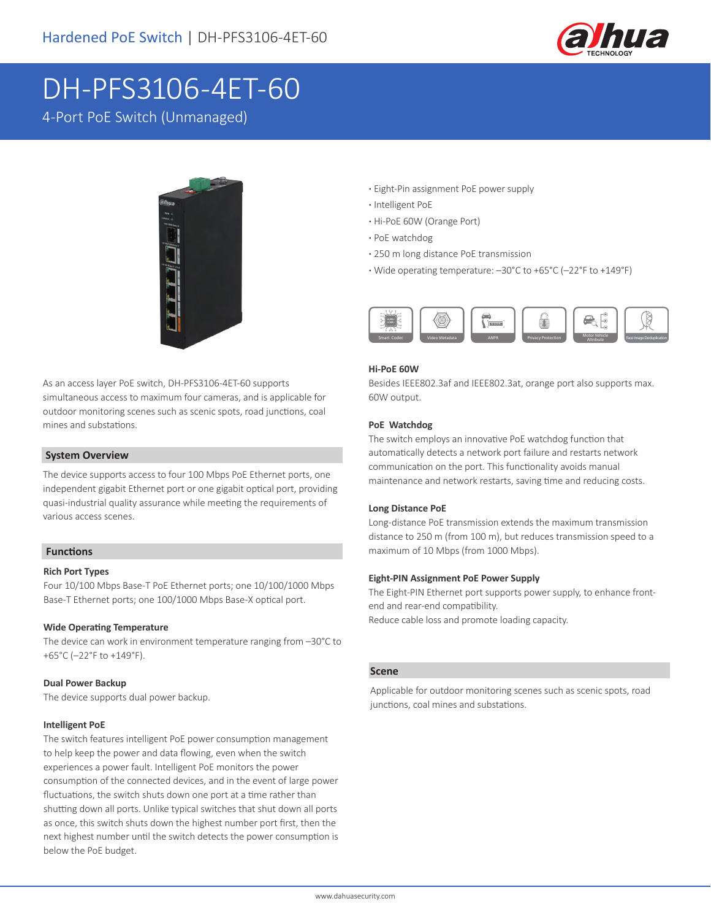# DH-PFS3106-4ET-60

4-Port PoE Switch (Unmanaged)

- Eight-Pin assignment PoE power supply
- Intelligent PoE
- Hi-PoE 60W (Orange Port)
- PoE watchdog
- 250 m long distance PoE transmission
- Wide operating temperature: –30°C to +65°C (–22°F to +149°F)

As an access layer PoE switch, DH-PFS3106-4ET-60 supports simultaneous access to maximum four cameras, and is applicable for outdoor monitoring scenes such as scenic spots, road junctions, coal mines and substations.

## System Overview

The device supports access to four 100 Mbps PoE Ethernet ports, one independent gigabit Ethernet port or one gigabit optical port, providing quasi-industrial quality assurance while meeting the requirements of various access scenes.

## Functions

### Rich Port Types

Four 10/100 Mbps Base-T PoE Ethernet ports; one 10/100/1000 Mbps Base-T Ethernet ports; one 100/1000 Mbps Base-X optical port.

### Wide Operating Temperature

The device can work in environment temperature ranging from –30°C to +65°C (–22°F to +149°F).

### Dual Power Backup

The device supports dual power backup.

### Intelligent PoE

The switch features intelligent PoE power consumption management to help keep the power and data flowing, even when the switch experiences a power fault. Intelligent PoE monitors the power consumption of the connected devices, and in the event of large power fluctuations, the switch shuts down one port at a time rather than shutting down all ports. Unlike typical switches that shut down all ports as once, this switch shuts down the highest number port first, then the next highest number until the switch detects the power consumption is below the PoE budget.

### Hi-PoE 60W

Besides IEEE802.3af and IEEE802.3at, orange port also supports max. 60W output.

### PoE Watchdog

The switch employs an innovative PoE watchdog function that automatically detects a network port failure and restarts network communication on the port. This functionality avoids manual maintenance and network restarts, saving time and reducing costs.

### Long Distance PoE

Long-distance PoE transmission extends the maximum transmission distance to 250 m (from 100 m), but reduces transmission speed to a maximum of 10 Mbps (from 1000 Mbps).

### Eight-PIN Assignment PoE Power Supply

The Eight-PIN Ethernet port supports power supply, to enhance front-end and rear-end compatibility.

Reduce cable loss and promote loading capacity.

## Scene

Applicable for outdoor monitoring scenes such as scenic spots, road junctions, coal mines and substations.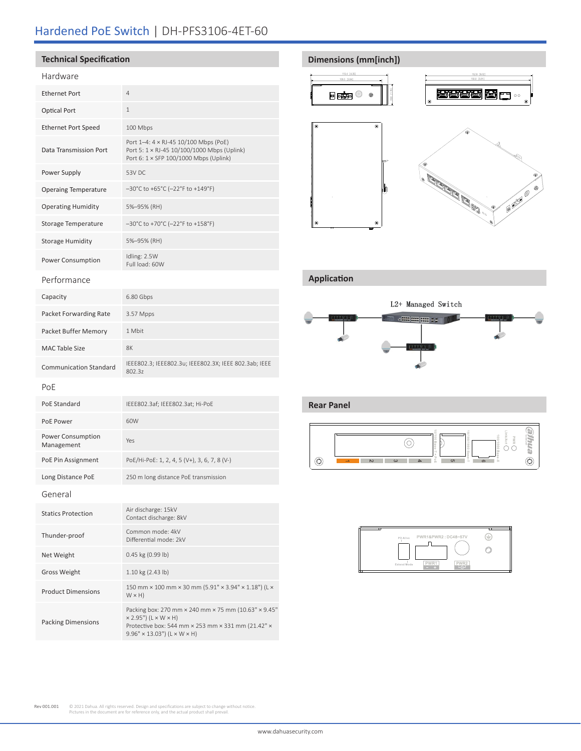# Hardened PoE Switch | DH-PFS3106-4ET-60

## Technical Specification

### Hardware

| | |
|---|---|
| Ethernet Port | 4 |
| Optical Port | 1 |
| Ethernet Port Speed | 100 Mbps |
| Data Transmission Port | Port 1–4: 4 × RJ-45 10/100 Mbps (PoE)<br>Port 5: 1 × RJ-45 10/100/1000 Mbps (Uplink)<br>Port 6: 1 × SFP 100/1000 Mbps (Uplink) |
| Power Supply | 53V DC |
| Operaing Temperature | –30°C to +65°C (–22°F to +149°F) |
| Operating Humidity | 5%–95% (RH) |
| Storage Temperature | –30°C to +70°C (–22°F to +158°F) |
| Storage Humidity | 5%–95% (RH) |
| Power Consumption | Idling: 2.5W<br>Full load: 60W |

### Performance

| | |
|---|---|
| Capacity | 6.80 Gbps |
| Packet Forwarding Rate | 3.57 Mpps |
| Packet Buffer Memory | 1 Mbit |
| MAC Table Size | 8K |
| Communication Standard | IEEE802.3; IEEE802.3u; IEEE802.3X; IEEE 802.3ab; IEEE 802.3z |

### PoE

| | |
|---|---|
| PoE Standard | IEEE802.3af; IEEE802.3at; Hi-PoE |
| PoE Power | 60W |
| Power Consumption Management | Yes |
| PoE Pin Assignment | PoE/Hi-PoE: 1, 2, 4, 5 (V+), 3, 6, 7, 8 (V-) |
| Long Distance PoE | 250 m long distance PoE transmission |

### General

| | |
|---|---|
| Statics Protection | Air discharge: 15kV<br>Contact discharge: 8kV |
| Thunder-proof | Common mode: 4kV<br>Differential mode: 2kV |
| Net Weight | 0.45 kg (0.99 lb) |
| Gross Weight | 1.10 kg (2.43 lb) |
| Product Dimensions | 150 mm × 100 mm × 30 mm (5.91" × 3.94" × 1.18") (L × W × H) |
| Packing Dimensions | Packing box: 270 mm × 240 mm × 75 mm (10.63" × 9.45" × 2.95") (L × W × H)<br>Protective box: 544 mm × 253 mm × 331 mm (21.42" × 9.96" × 13.03") (L × W × H) |

## Dimensions (mm[inch])

## Application

L2+ Managed Switch

## Rear Panel

PWR1&PWR2 : DC48–57V

PWR1

PWR2

Rev 001.001 © 2021 Dahua. All rights reserved. Design and specifications are subject to change without notice.
Pictures in the document are for reference only, and the actual product shall prevail.

www.dahuasecurity.com